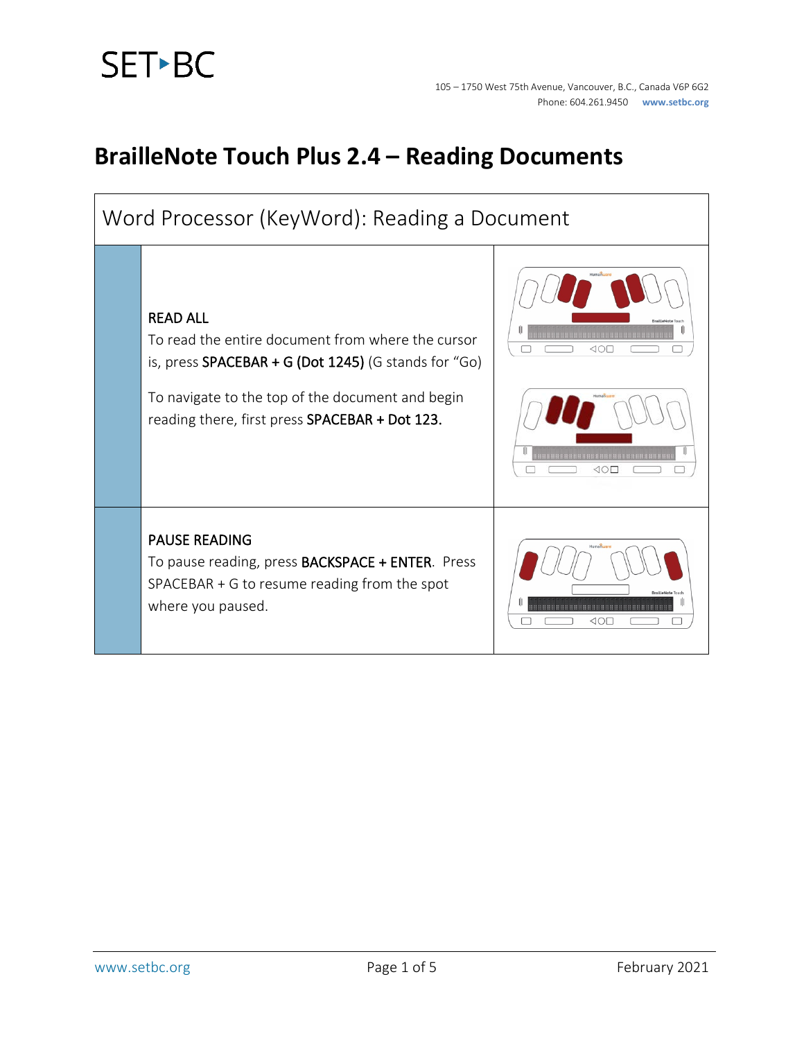# BrailleNote Touch Plus 2.4 – Reading Documents

## Word Processor (KeyWord): Reading a Document

**READ ALL**

To read the entire document from where the cursor is, press **SPACEBAR + G (Dot 1245)** (G stands for "Go)

To navigate to the top of the document and begin reading there, first press **SPACEBAR + Dot 123.**

**PAUSE READING**

To pause reading, press **BACKSPACE + ENTER**. Press SPACEBAR + G to resume reading from the spot where you paused.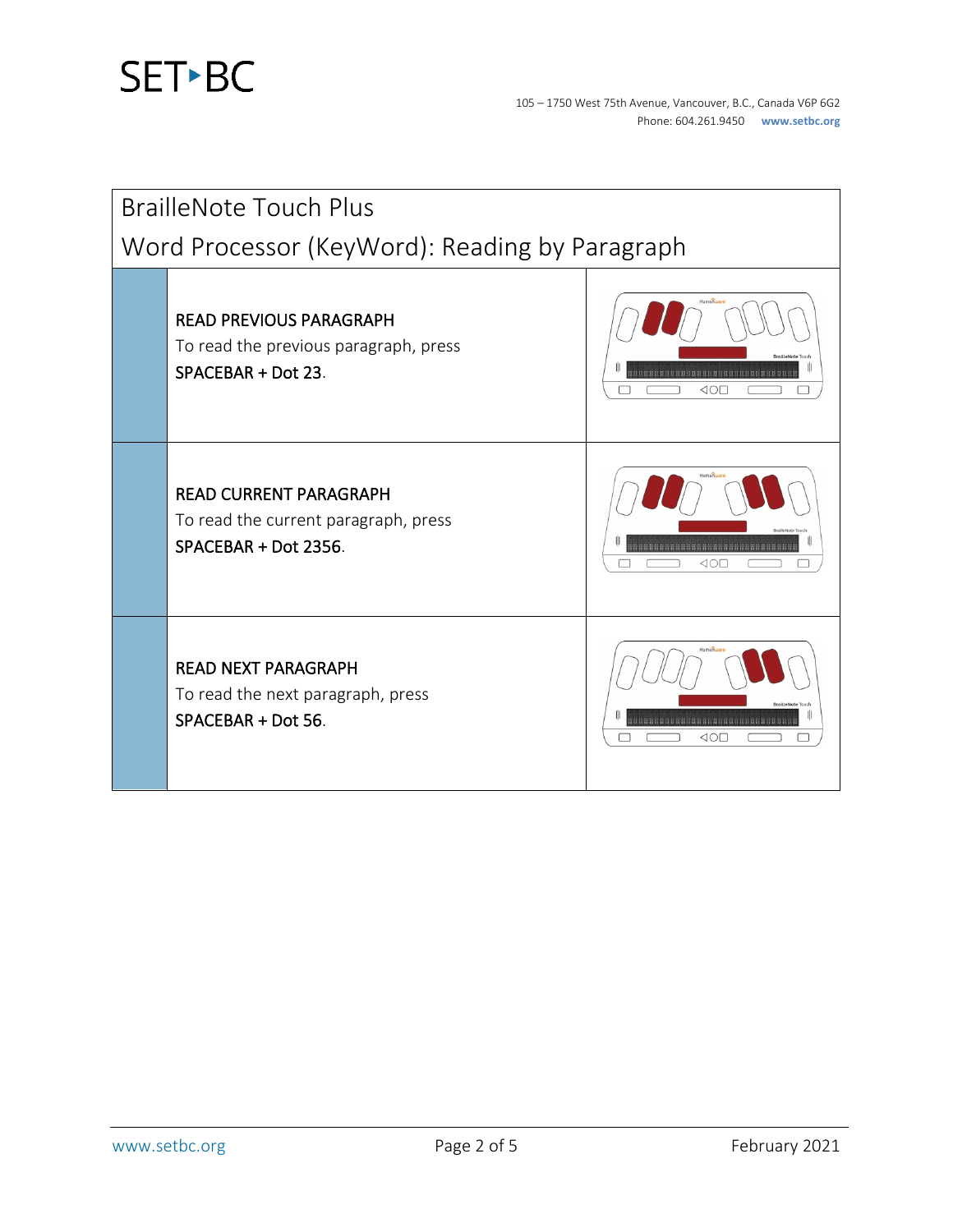# BrailleNote Touch Plus

## Word Processor (KeyWord): Reading by Paragraph

**READ PREVIOUS PARAGRAPH**

To read the previous paragraph, press
**SPACEBAR + Dot 23**.

**READ CURRENT PARAGRAPH**

To read the current paragraph, press
**SPACEBAR + Dot 2356**.

**READ NEXT PARAGRAPH**

To read the next paragraph, press
**SPACEBAR + Dot 56**.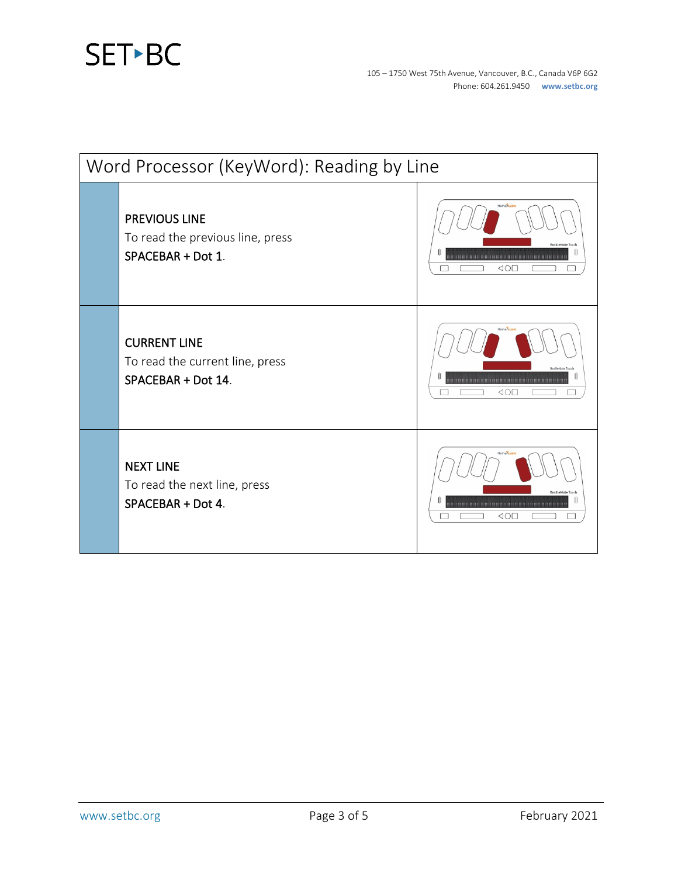## Word Processor (KeyWord): Reading by Line

**PREVIOUS LINE**
To read the previous line, press
**SPACEBAR + Dot 1**.

**CURRENT LINE**
To read the current line, press
**SPACEBAR + Dot 14**.

**NEXT LINE**
To read the next line, press
**SPACEBAR + Dot 4**.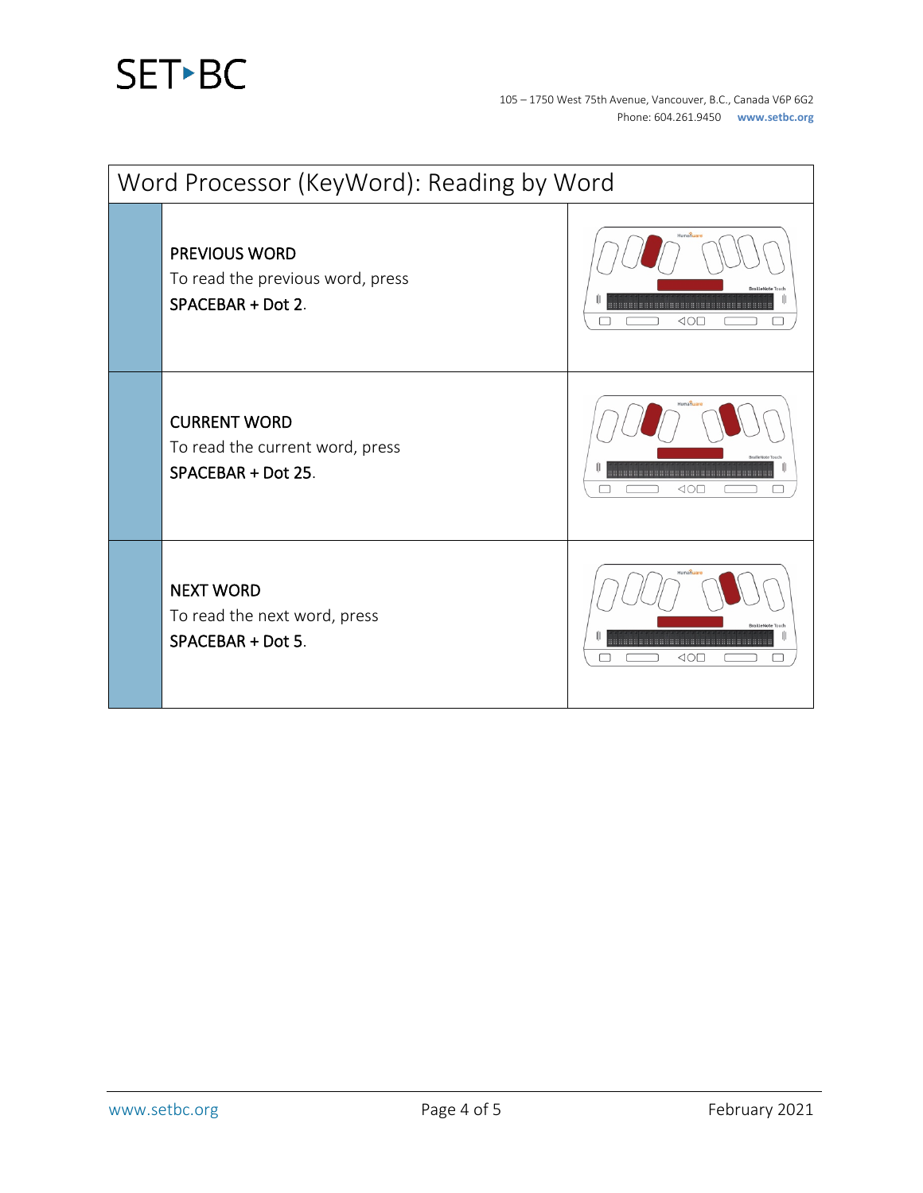| Word Processor (KeyWord): Reading by Word | | |
|---|---|---|
| | **PREVIOUS WORD**<br>To read the previous word, press<br>**SPACEBAR + Dot 2**. | |
| | **CURRENT WORD**<br>To read the current word, press<br>**SPACEBAR + Dot 25**. | |
| | **NEXT WORD**<br>To read the next word, press<br>**SPACEBAR + Dot 5**. | |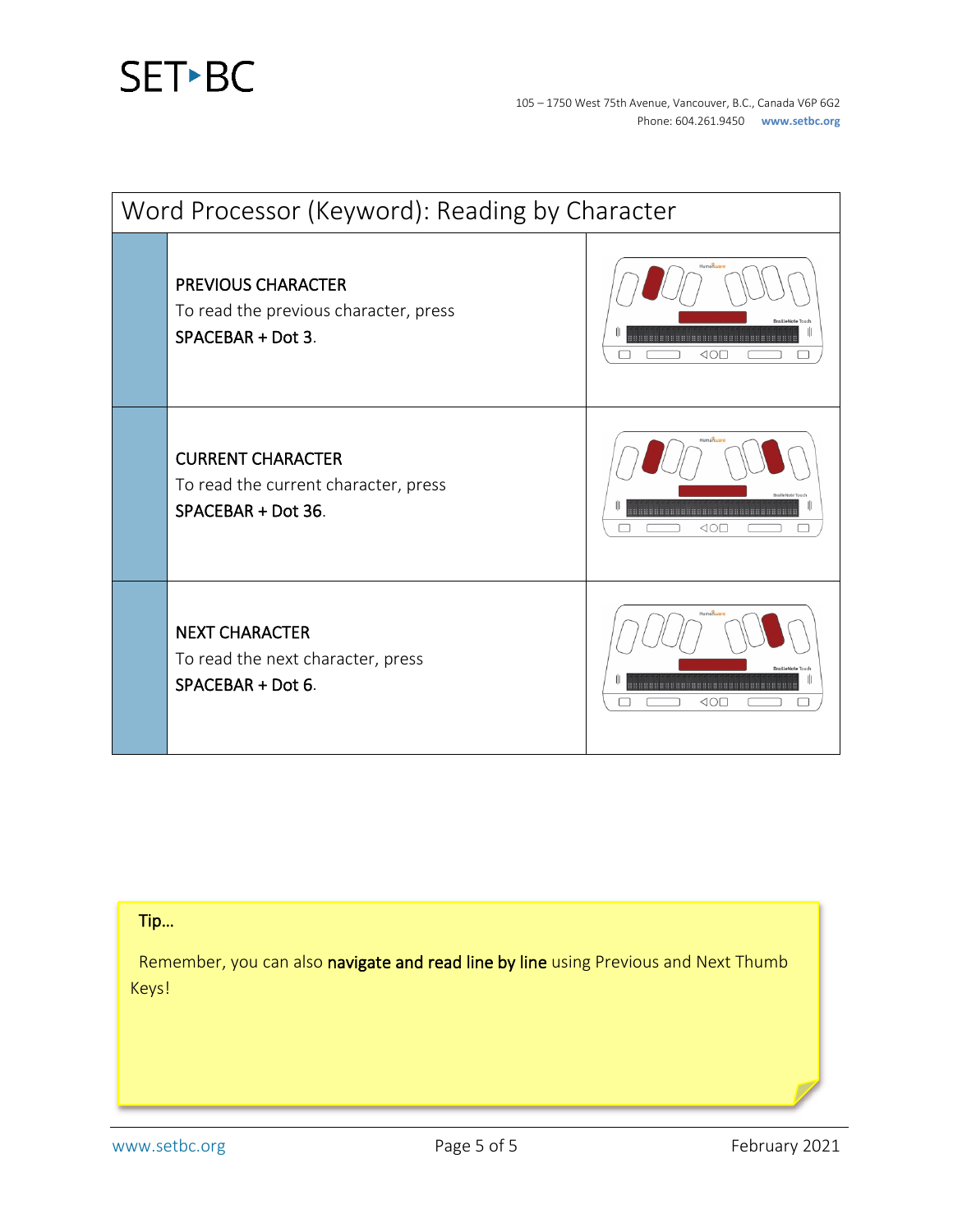## Word Processor (Keyword): Reading by Character

| | | |
|---|---|---|
| | **PREVIOUS CHARACTER**<br>To read the previous character, press<br>**SPACEBAR + Dot 3**. | |
| | **CURRENT CHARACTER**<br>To read the current character, press<br>**SPACEBAR + Dot 36**. | |
| | **NEXT CHARACTER**<br>To read the next character, press<br>**SPACEBAR + Dot 6**. | |

**Tip…**

Remember, you can also **navigate and read line by line** using Previous and Next Thumb Keys!